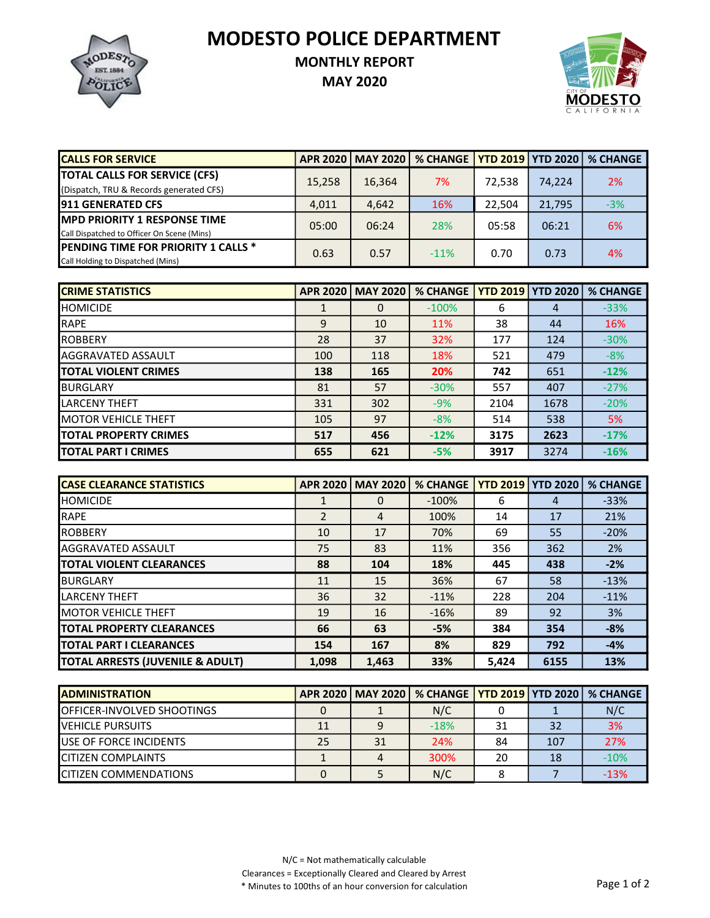# MODESTO POLICE DEPARTMENT

## MONTHLY REPORT

## MAY 2020

| CALLS FOR SERVICE | APR 2020 | MAY 2020 | % CHANGE | YTD 2019 | YTD 2020 | % CHANGE |
|---|---|---|---|---|---|---|
| **TOTAL CALLS FOR SERVICE (CFS)** (Dispatch, TRU & Records generated CFS) | 15,258 | 16,364 | 7% | 72,538 | 74,224 | 2% |
| **911 GENERATED CFS** | 4,011 | 4,642 | 16% | 22,504 | 21,795 | -3% |
| **MPD PRIORITY 1 RESPONSE TIME** Call Dispatched to Officer On Scene (Mins) | 05:00 | 06:24 | 28% | 05:58 | 06:21 | 6% |
| **PENDING TIME FOR PRIORITY 1 CALLS *** Call Holding to Dispatched (Mins) | 0.63 | 0.57 | -11% | 0.70 | 0.73 | 4% |

| CRIME STATISTICS | APR 2020 | MAY 2020 | % CHANGE | YTD 2019 | YTD 2020 | % CHANGE |
|---|---|---|---|---|---|---|
| HOMICIDE | 1 | 0 | -100% | 6 | 4 | -33% |
| RAPE | 9 | 10 | 11% | 38 | 44 | 16% |
| ROBBERY | 28 | 37 | 32% | 177 | 124 | -30% |
| AGGRAVATED ASSAULT | 100 | 118 | 18% | 521 | 479 | -8% |
| **TOTAL VIOLENT CRIMES** | **138** | **165** | **20%** | **742** | **651** | **-12%** |
| BURGLARY | 81 | 57 | -30% | 557 | 407 | -27% |
| LARCENY THEFT | 331 | 302 | -9% | 2104 | 1678 | -20% |
| MOTOR VEHICLE THEFT | 105 | 97 | -8% | 514 | 538 | 5% |
| **TOTAL PROPERTY CRIMES** | **517** | **456** | **-12%** | **3175** | **2623** | **-17%** |
| **TOTAL PART I CRIMES** | **655** | **621** | **-5%** | **3917** | 3274 | **-16%** |

| CASE CLEARANCE STATISTICS | APR 2020 | MAY 2020 | % CHANGE | YTD 2019 | YTD 2020 | % CHANGE |
|---|---|---|---|---|---|---|
| HOMICIDE | 1 | 0 | -100% | 6 | 4 | -33% |
| RAPE | 2 | 4 | 100% | 14 | 17 | 21% |
| ROBBERY | 10 | 17 | 70% | 69 | 55 | -20% |
| AGGRAVATED ASSAULT | 75 | 83 | 11% | 356 | 362 | 2% |
| **TOTAL VIOLENT CLEARANCES** | **88** | **104** | **18%** | **445** | **438** | **-2%** |
| BURGLARY | 11 | 15 | 36% | 67 | 58 | -13% |
| LARCENY THEFT | 36 | 32 | -11% | 228 | 204 | -11% |
| MOTOR VEHICLE THEFT | 19 | 16 | -16% | 89 | 92 | 3% |
| **TOTAL PROPERTY CLEARANCES** | **66** | **63** | **-5%** | **384** | **354** | **-8%** |
| **TOTAL PART I CLEARANCES** | **154** | **167** | **8%** | **829** | **792** | **-4%** |
| **TOTAL ARRESTS (JUVENILE & ADULT)** | **1,098** | **1,463** | **33%** | **5,424** | **6155** | **13%** |

| ADMINISTRATION | APR 2020 | MAY 2020 | % CHANGE | YTD 2019 | YTD 2020 | % CHANGE |
|---|---|---|---|---|---|---|
| OFFICER-INVOLVED SHOOTINGS | 0 | 1 | N/C | 0 | 1 | N/C |
| VEHICLE PURSUITS | 11 | 9 | -18% | 31 | 32 | 3% |
| USE OF FORCE INCIDENTS | 25 | 31 | 24% | 84 | 107 | 27% |
| CITIZEN COMPLAINTS | 1 | 4 | 300% | 20 | 18 | -10% |
| CITIZEN COMMENDATIONS | 0 | 5 | N/C | 8 | 7 | -13% |

N/C = Not mathematically calculable

Clearances = Exceptionally Cleared and Cleared by Arrest

* Minutes to 100ths of an hour conversion for calculation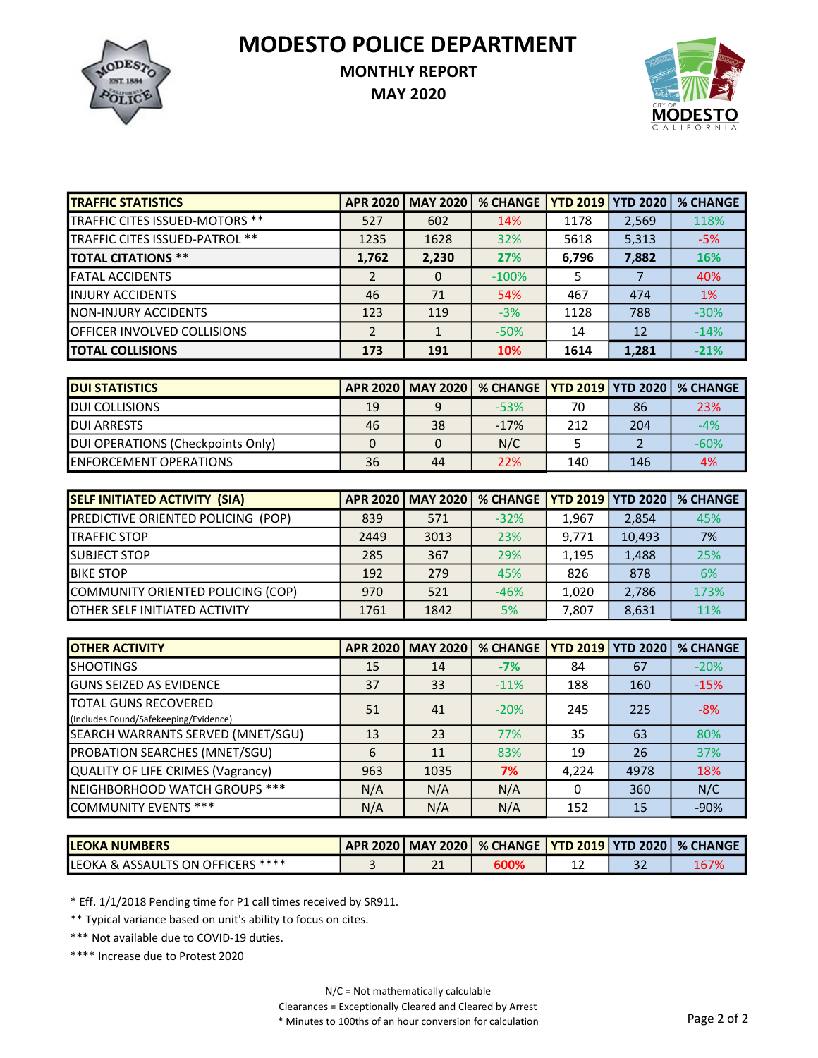# MODESTO POLICE DEPARTMENT

## MONTHLY REPORT

## MAY 2020

| TRAFFIC STATISTICS | APR 2020 | MAY 2020 | % CHANGE | YTD 2019 | YTD 2020 | % CHANGE |
|---|---|---|---|---|---|---|
| TRAFFIC CITES ISSUED-MOTORS ** | 527 | 602 | 14% | 1178 | 2,569 | 118% |
| TRAFFIC CITES ISSUED-PATROL ** | 1235 | 1628 | 32% | 5618 | 5,313 | -5% |
| **TOTAL CITATIONS \*\*** | **1,762** | **2,230** | **27%** | **6,796** | **7,882** | **16%** |
| FATAL ACCIDENTS | 2 | 0 | -100% | 5 | 7 | 40% |
| INJURY ACCIDENTS | 46 | 71 | 54% | 467 | 474 | 1% |
| NON-INJURY ACCIDENTS | 123 | 119 | -3% | 1128 | 788 | -30% |
| OFFICER INVOLVED COLLISIONS | 2 | 1 | -50% | 14 | 12 | -14% |
| **TOTAL COLLISIONS** | **173** | **191** | **10%** | **1614** | **1,281** | **-21%** |

| DUI STATISTICS | APR 2020 | MAY 2020 | % CHANGE | YTD 2019 | YTD 2020 | % CHANGE |
|---|---|---|---|---|---|---|
| DUI COLLISIONS | 19 | 9 | -53% | 70 | 86 | 23% |
| DUI ARRESTS | 46 | 38 | -17% | 212 | 204 | -4% |
| DUI OPERATIONS (Checkpoints Only) | 0 | 0 | N/C | 5 | 2 | -60% |
| ENFORCEMENT OPERATIONS | 36 | 44 | 22% | 140 | 146 | 4% |

| SELF INITIATED ACTIVITY (SIA) | APR 2020 | MAY 2020 | % CHANGE | YTD 2019 | YTD 2020 | % CHANGE |
|---|---|---|---|---|---|---|
| PREDICTIVE ORIENTED POLICING (POP) | 839 | 571 | -32% | 1,967 | 2,854 | 45% |
| TRAFFIC STOP | 2449 | 3013 | 23% | 9,771 | 10,493 | 7% |
| SUBJECT STOP | 285 | 367 | 29% | 1,195 | 1,488 | 25% |
| BIKE STOP | 192 | 279 | 45% | 826 | 878 | 6% |
| COMMUNITY ORIENTED POLICING (COP) | 970 | 521 | -46% | 1,020 | 2,786 | 173% |
| OTHER SELF INITIATED ACTIVITY | 1761 | 1842 | 5% | 7,807 | 8,631 | 11% |

| OTHER ACTIVITY | APR 2020 | MAY 2020 | % CHANGE | YTD 2019 | YTD 2020 | % CHANGE |
|---|---|---|---|---|---|---|
| SHOOTINGS | 15 | 14 | -7% | 84 | 67 | -20% |
| GUNS SEIZED AS EVIDENCE | 37 | 33 | -11% | 188 | 160 | -15% |
| TOTAL GUNS RECOVERED (Includes Found/Safekeeping/Evidence) | 51 | 41 | -20% | 245 | 225 | -8% |
| SEARCH WARRANTS SERVED (MNET/SGU) | 13 | 23 | 77% | 35 | 63 | 80% |
| PROBATION SEARCHES (MNET/SGU) | 6 | 11 | 83% | 19 | 26 | 37% |
| QUALITY OF LIFE CRIMES (Vagrancy) | 963 | 1035 | 7% | 4,224 | 4978 | 18% |
| NEIGHBORHOOD WATCH GROUPS *** | N/A | N/A | N/A | 0 | 360 | N/C |
| COMMUNITY EVENTS *** | N/A | N/A | N/A | 152 | 15 | -90% |

| LEOKA NUMBERS | APR 2020 | MAY 2020 | % CHANGE | YTD 2019 | YTD 2020 | % CHANGE |
|---|---|---|---|---|---|---|
| LEOKA & ASSAULTS ON OFFICERS **** | 3 | 21 | 600% | 12 | 32 | 167% |

* Eff. 1/1/2018 Pending time for P1 call times received by SR911.

** Typical variance based on unit's ability to focus on cites.

*** Not available due to COVID-19 duties.

**** Increase due to Protest 2020

N/C = Not mathematically calculable

Clearances = Exceptionally Cleared and Cleared by Arrest

* Minutes to 100ths of an hour conversion for calculation